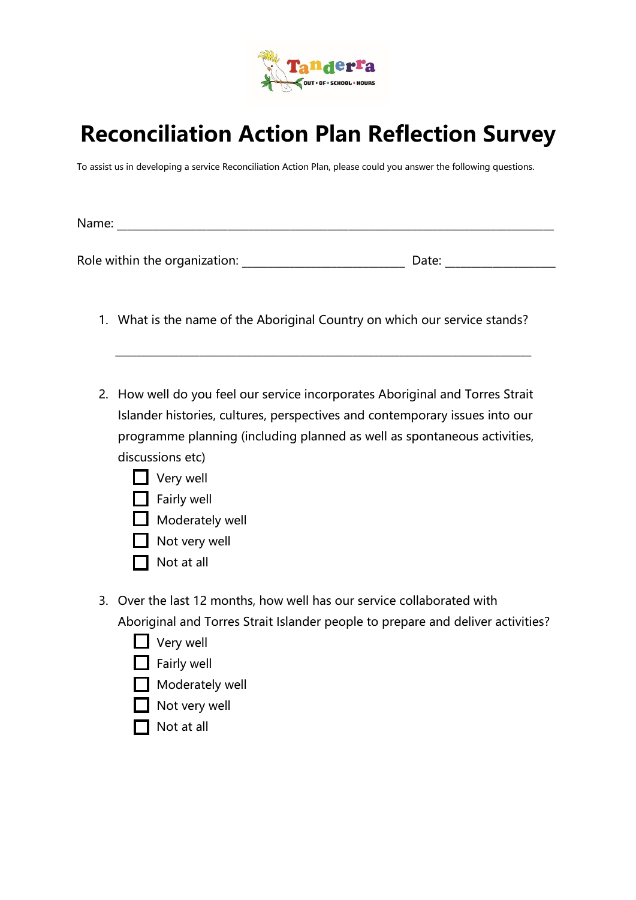# Reconciliation Action Plan Reflection Survey

To assist us in developing a service Reconciliation Action Plan, please could you answer the following questions.

Name: ___________________________________________________________________________

Role within the organization: ___________________________ Date: __________________

1. What is the name of the Aboriginal Country on which our service stands?

   _______________________________________________________________________

2. How well do you feel our service incorporates Aboriginal and Torres Strait Islander histories, cultures, perspectives and contemporary issues into our programme planning (including planned as well as spontaneous activities, discussions etc)

   - ☐ Very well
   - ☐ Fairly well
   - ☐ Moderately well
   - ☐ Not very well
   - ☐ Not at all

3. Over the last 12 months, how well has our service collaborated with Aboriginal and Torres Strait Islander people to prepare and deliver activities?

   - ☐ Very well
   - ☐ Fairly well
   - ☐ Moderately well
   - ☐ Not very well
   - ☐ Not at all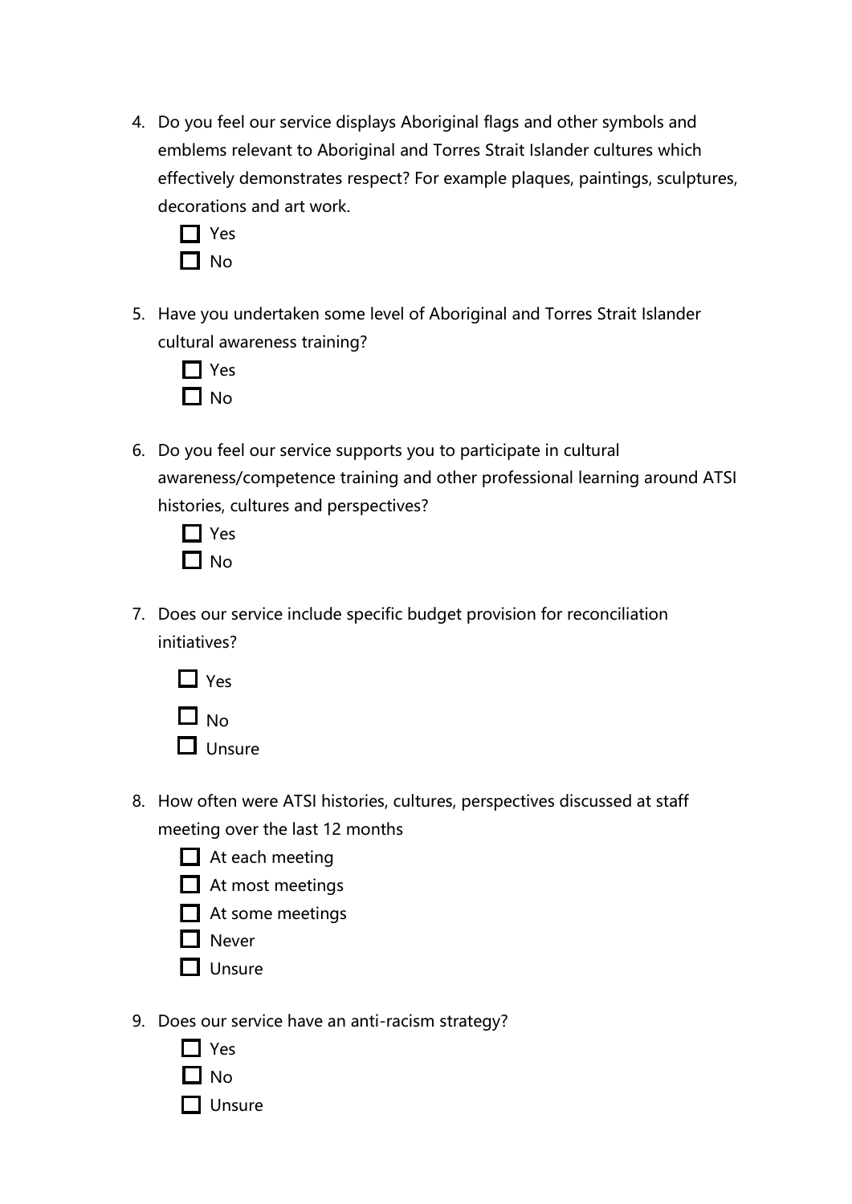4. Do you feel our service displays Aboriginal flags and other symbols and emblems relevant to Aboriginal and Torres Strait Islander cultures which effectively demonstrates respect? For example plaques, paintings, sculptures, decorations and art work.

   - ☐ Yes
   - ☐ No

5. Have you undertaken some level of Aboriginal and Torres Strait Islander cultural awareness training?

   - ☐ Yes
   - ☐ No

6. Do you feel our service supports you to participate in cultural awareness/competence training and other professional learning around ATSI histories, cultures and perspectives?

   - ☐ Yes
   - ☐ No

7. Does our service include specific budget provision for reconciliation initiatives?

   - ☐ Yes
   - ☐ No
   - ☐ Unsure

8. How often were ATSI histories, cultures, perspectives discussed at staff meeting over the last 12 months

   - ☐ At each meeting
   - ☐ At most meetings
   - ☐ At some meetings
   - ☐ Never
   - ☐ Unsure

9. Does our service have an anti-racism strategy?

   - ☐ Yes
   - ☐ No
   - ☐ Unsure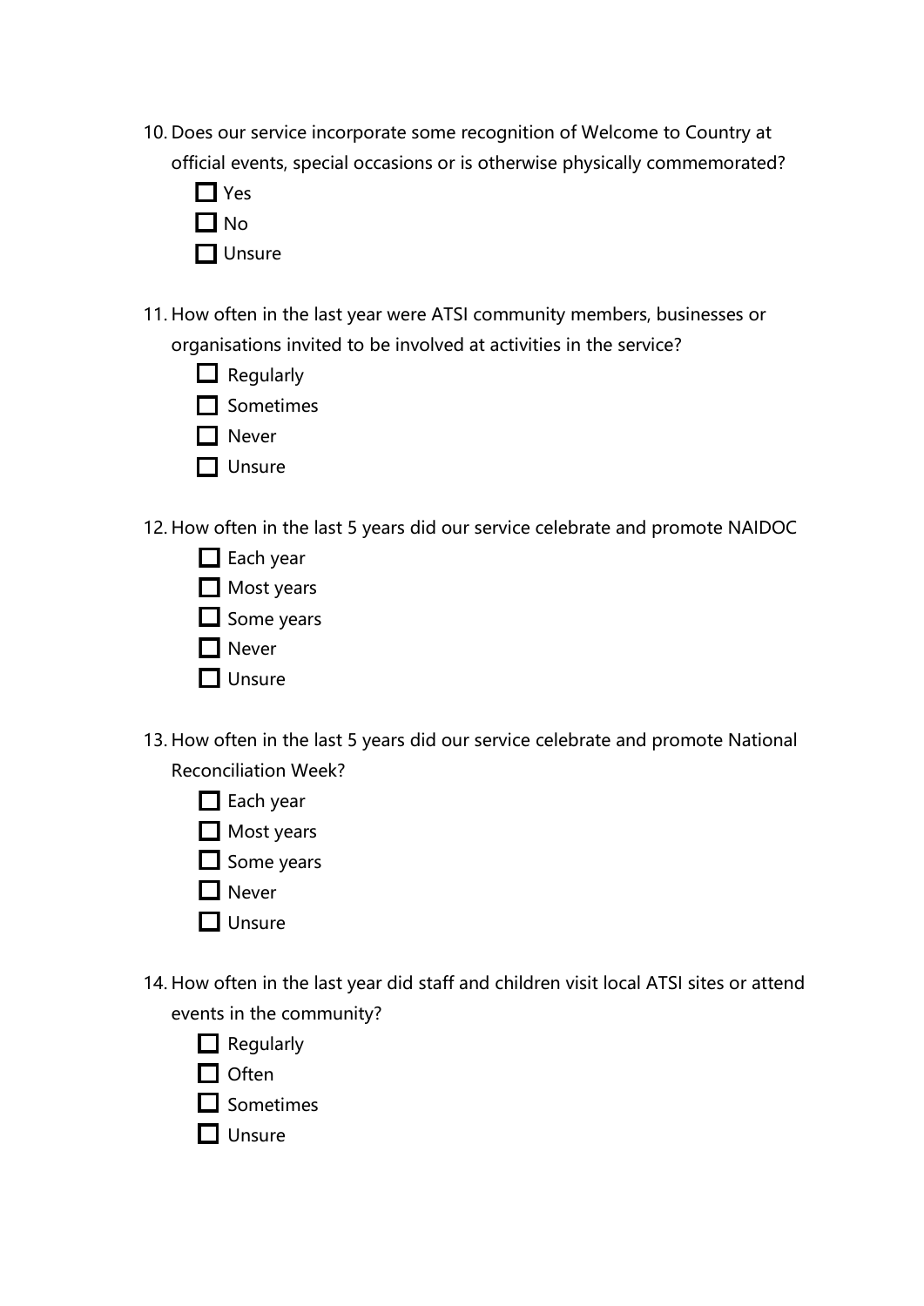10. Does our service incorporate some recognition of Welcome to Country at official events, special occasions or is otherwise physically commemorated?
    - ☐ Yes
    - ☐ No
    - ☐ Unsure

11. How often in the last year were ATSI community members, businesses or organisations invited to be involved at activities in the service?
    - ☐ Regularly
    - ☐ Sometimes
    - ☐ Never
    - ☐ Unsure

12. How often in the last 5 years did our service celebrate and promote NAIDOC
    - ☐ Each year
    - ☐ Most years
    - ☐ Some years
    - ☐ Never
    - ☐ Unsure

13. How often in the last 5 years did our service celebrate and promote National Reconciliation Week?
    - ☐ Each year
    - ☐ Most years
    - ☐ Some years
    - ☐ Never
    - ☐ Unsure

14. How often in the last year did staff and children visit local ATSI sites or attend events in the community?
    - ☐ Regularly
    - ☐ Often
    - ☐ Sometimes
    - ☐ Unsure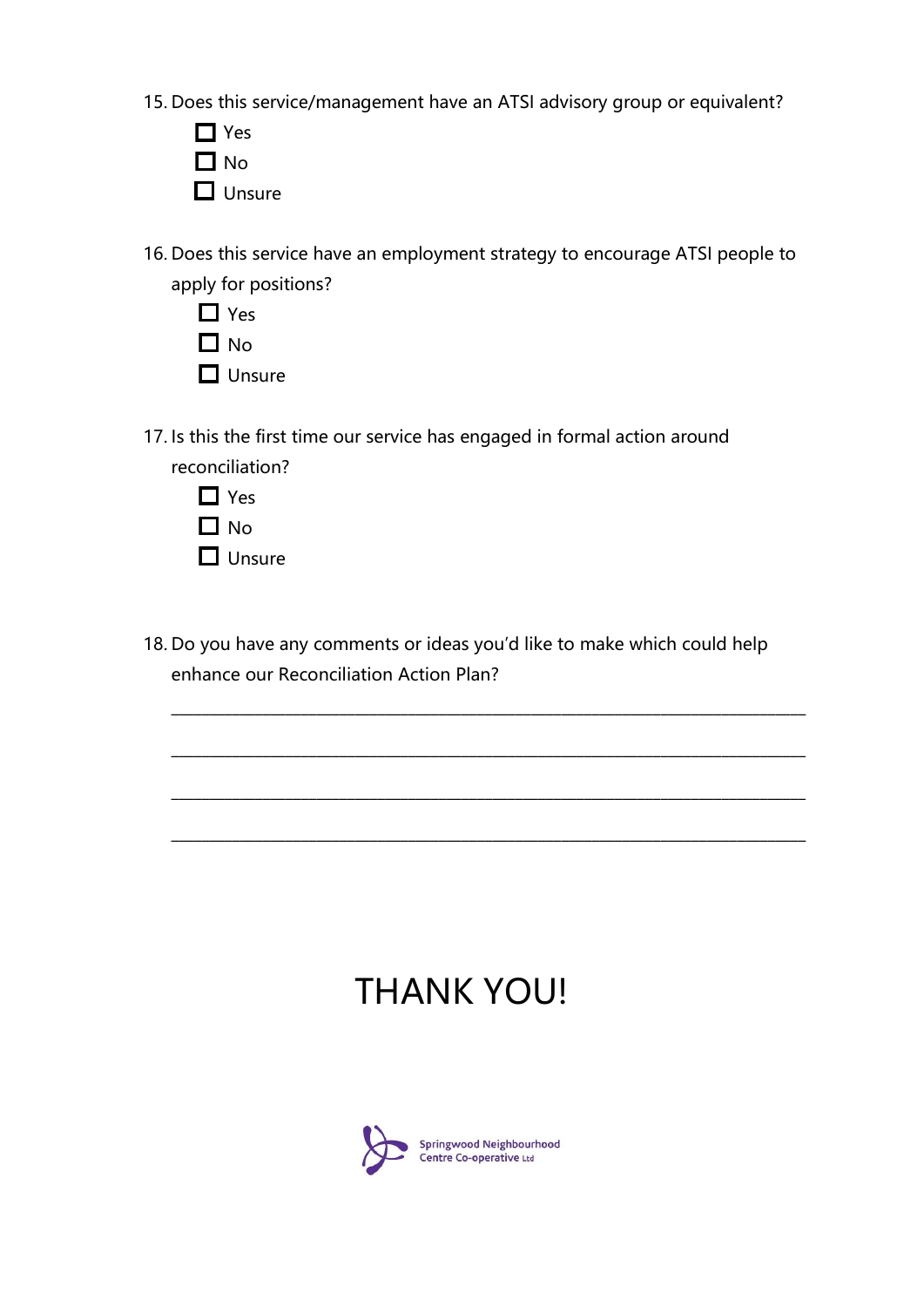15. Does this service/management have an ATSI advisory group or equivalent?
    - ☐ Yes
    - ☐ No
    - ☐ Unsure

16. Does this service have an employment strategy to encourage ATSI people to apply for positions?
    - ☐ Yes
    - ☐ No
    - ☐ Unsure

17. Is this the first time our service has engaged in formal action around reconciliation?
    - ☐ Yes
    - ☐ No
    - ☐ Unsure

18. Do you have any comments or ideas you'd like to make which could help enhance our Reconciliation Action Plan?

    ______________________________________________________________________

    ______________________________________________________________________

    ______________________________________________________________________

    ______________________________________________________________________

# THANK YOU!

Springwood Neighbourhood Centre Co-operative Ltd